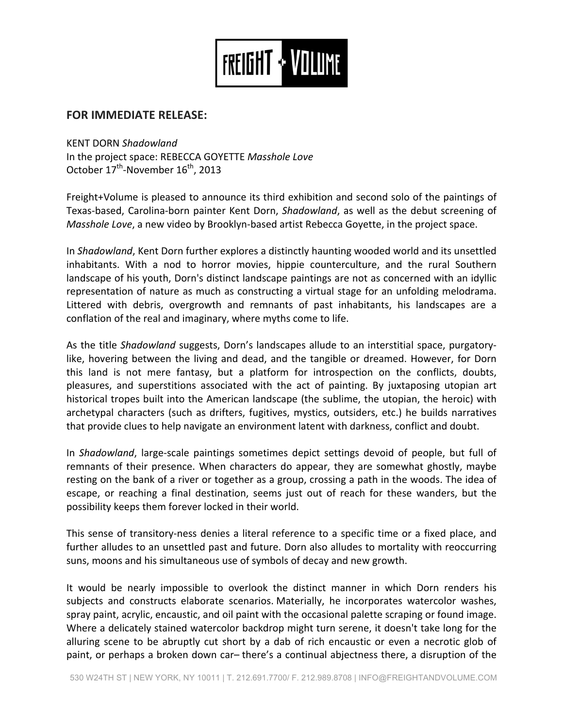# FREIGHT + VOLUME

## FOR IMMEDIATE RELEASE:

KENT DORN *Shadowland*
In the project space: REBECCA GOYETTE *Masshole Love*
October 17th-November 16th, 2013

Freight+Volume is pleased to announce its third exhibition and second solo of the paintings of Texas-based, Carolina-born painter Kent Dorn, *Shadowland*, as well as the debut screening of *Masshole Love*, a new video by Brooklyn-based artist Rebecca Goyette, in the project space.

In *Shadowland*, Kent Dorn further explores a distinctly haunting wooded world and its unsettled inhabitants. With a nod to horror movies, hippie counterculture, and the rural Southern landscape of his youth, Dorn's distinct landscape paintings are not as concerned with an idyllic representation of nature as much as constructing a virtual stage for an unfolding melodrama. Littered with debris, overgrowth and remnants of past inhabitants, his landscapes are a conflation of the real and imaginary, where myths come to life.

As the title *Shadowland* suggests, Dorn's landscapes allude to an interstitial space, purgatory-like, hovering between the living and dead, and the tangible or dreamed. However, for Dorn this land is not mere fantasy, but a platform for introspection on the conflicts, doubts, pleasures, and superstitions associated with the act of painting. By juxtaposing utopian art historical tropes built into the American landscape (the sublime, the utopian, the heroic) with archetypal characters (such as drifters, fugitives, mystics, outsiders, etc.) he builds narratives that provide clues to help navigate an environment latent with darkness, conflict and doubt.

In *Shadowland*, large-scale paintings sometimes depict settings devoid of people, but full of remnants of their presence. When characters do appear, they are somewhat ghostly, maybe resting on the bank of a river or together as a group, crossing a path in the woods. The idea of escape, or reaching a final destination, seems just out of reach for these wanders, but the possibility keeps them forever locked in their world.

This sense of transitory-ness denies a literal reference to a specific time or a fixed place, and further alludes to an unsettled past and future. Dorn also alludes to mortality with reoccurring suns, moons and his simultaneous use of symbols of decay and new growth.

It would be nearly impossible to overlook the distinct manner in which Dorn renders his subjects and constructs elaborate scenarios. Materially, he incorporates watercolor washes, spray paint, acrylic, encaustic, and oil paint with the occasional palette scraping or found image. Where a delicately stained watercolor backdrop might turn serene, it doesn't take long for the alluring scene to be abruptly cut short by a dab of rich encaustic or even a necrotic glob of paint, or perhaps a broken down car– there's a continual abjectness there, a disruption of the

530 W24TH ST | NEW YORK, NY 10011 | T. 212.691.7700/ F. 212.989.8708 | INFO@FREIGHTANDVOLUME.COM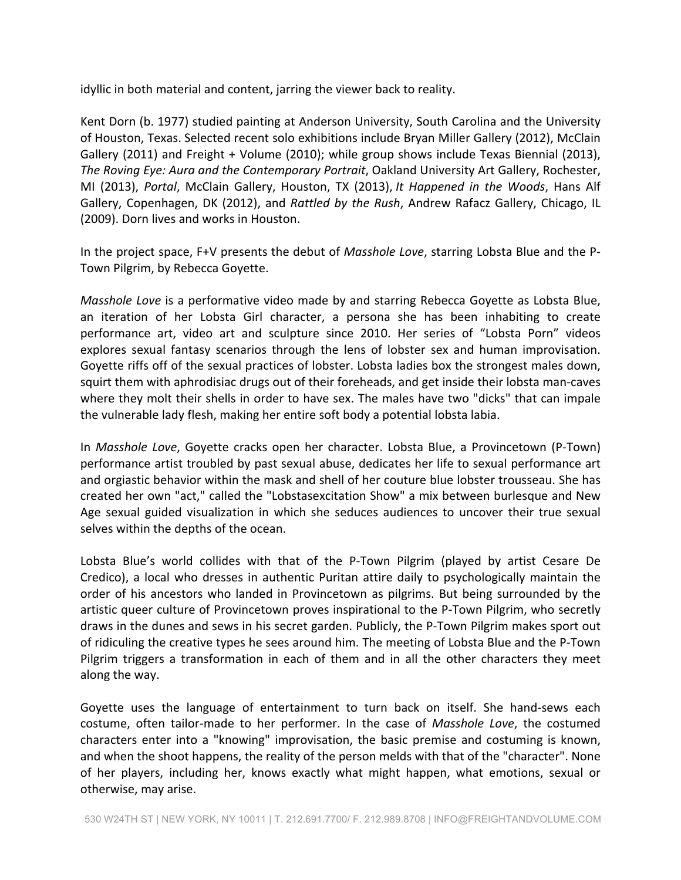idyllic in both material and content, jarring the viewer back to reality.

Kent Dorn (b. 1977) studied painting at Anderson University, South Carolina and the University of Houston, Texas. Selected recent solo exhibitions include Bryan Miller Gallery (2012), McClain Gallery (2011) and Freight + Volume (2010); while group shows include Texas Biennial (2013), *The Roving Eye: Aura and the Contemporary Portrait*, Oakland University Art Gallery, Rochester, MI (2013), *Portal*, McClain Gallery, Houston, TX (2013), *It Happened in the Woods*, Hans Alf Gallery, Copenhagen, DK (2012), and *Rattled by the Rush*, Andrew Rafacz Gallery, Chicago, IL (2009). Dorn lives and works in Houston.

In the project space, F+V presents the debut of *Masshole Love*, starring Lobsta Blue and the P-Town Pilgrim, by Rebecca Goyette.

*Masshole Love* is a performative video made by and starring Rebecca Goyette as Lobsta Blue, an iteration of her Lobsta Girl character, a persona she has been inhabiting to create performance art, video art and sculpture since 2010. Her series of "Lobsta Porn" videos explores sexual fantasy scenarios through the lens of lobster sex and human improvisation. Goyette riffs off of the sexual practices of lobster. Lobsta ladies box the strongest males down, squirt them with aphrodisiac drugs out of their foreheads, and get inside their lobsta man-caves where they molt their shells in order to have sex. The males have two "dicks" that can impale the vulnerable lady flesh, making her entire soft body a potential lobsta labia.

In *Masshole Love*, Goyette cracks open her character. Lobsta Blue, a Provincetown (P-Town) performance artist troubled by past sexual abuse, dedicates her life to sexual performance art and orgiastic behavior within the mask and shell of her couture blue lobster trousseau. She has created her own "act," called the "Lobstasexcitation Show" a mix between burlesque and New Age sexual guided visualization in which she seduces audiences to uncover their true sexual selves within the depths of the ocean.

Lobsta Blue's world collides with that of the P-Town Pilgrim (played by artist Cesare De Credico), a local who dresses in authentic Puritan attire daily to psychologically maintain the order of his ancestors who landed in Provincetown as pilgrims. But being surrounded by the artistic queer culture of Provincetown proves inspirational to the P-Town Pilgrim, who secretly draws in the dunes and sews in his secret garden. Publicly, the P-Town Pilgrim makes sport out of ridiculing the creative types he sees around him. The meeting of Lobsta Blue and the P-Town Pilgrim triggers a transformation in each of them and in all the other characters they meet along the way.

Goyette uses the language of entertainment to turn back on itself. She hand-sews each costume, often tailor-made to her performer. In the case of *Masshole Love*, the costumed characters enter into a "knowing" improvisation, the basic premise and costuming is known, and when the shoot happens, the reality of the person melds with that of the "character". None of her players, including her, knows exactly what might happen, what emotions, sexual or otherwise, may arise.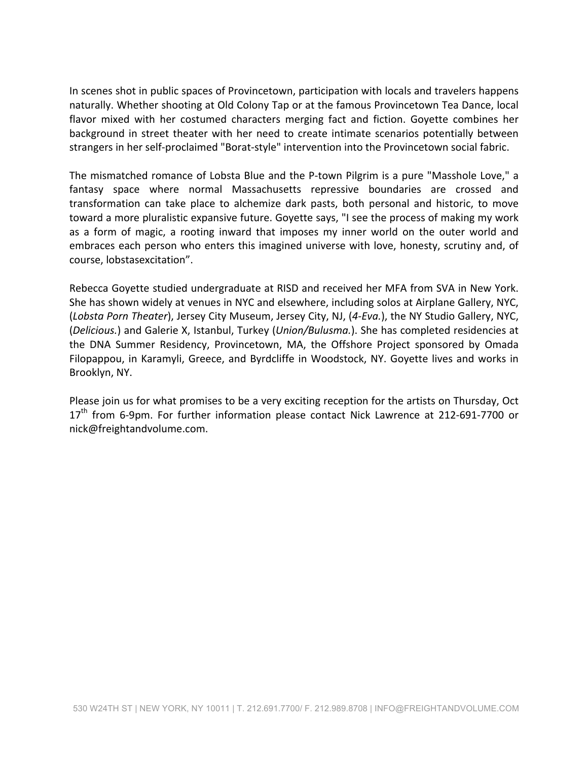In scenes shot in public spaces of Provincetown, participation with locals and travelers happens naturally. Whether shooting at Old Colony Tap or at the famous Provincetown Tea Dance, local flavor mixed with her costumed characters merging fact and fiction. Goyette combines her background in street theater with her need to create intimate scenarios potentially between strangers in her self-proclaimed "Borat-style" intervention into the Provincetown social fabric.

The mismatched romance of Lobsta Blue and the P-town Pilgrim is a pure "Masshole Love," a fantasy space where normal Massachusetts repressive boundaries are crossed and transformation can take place to alchemize dark pasts, both personal and historic, to move toward a more pluralistic expansive future. Goyette says, "I see the process of making my work as a form of magic, a rooting inward that imposes my inner world on the outer world and embraces each person who enters this imagined universe with love, honesty, scrutiny and, of course, lobstasexcitation".

Rebecca Goyette studied undergraduate at RISD and received her MFA from SVA in New York. She has shown widely at venues in NYC and elsewhere, including solos at Airplane Gallery, NYC, (*Lobsta Porn Theater*), Jersey City Museum, Jersey City, NJ, (*4-Eva.*), the NY Studio Gallery, NYC, (*Delicious.*) and Galerie X, Istanbul, Turkey (*Union/Bulusma.*). She has completed residencies at the DNA Summer Residency, Provincetown, MA, the Offshore Project sponsored by Omada Filopappou, in Karamyli, Greece, and Byrdcliffe in Woodstock, NY. Goyette lives and works in Brooklyn, NY.

Please join us for what promises to be a very exciting reception for the artists on Thursday, Oct 17th from 6-9pm. For further information please contact Nick Lawrence at 212-691-7700 or nick@freightandvolume.com.